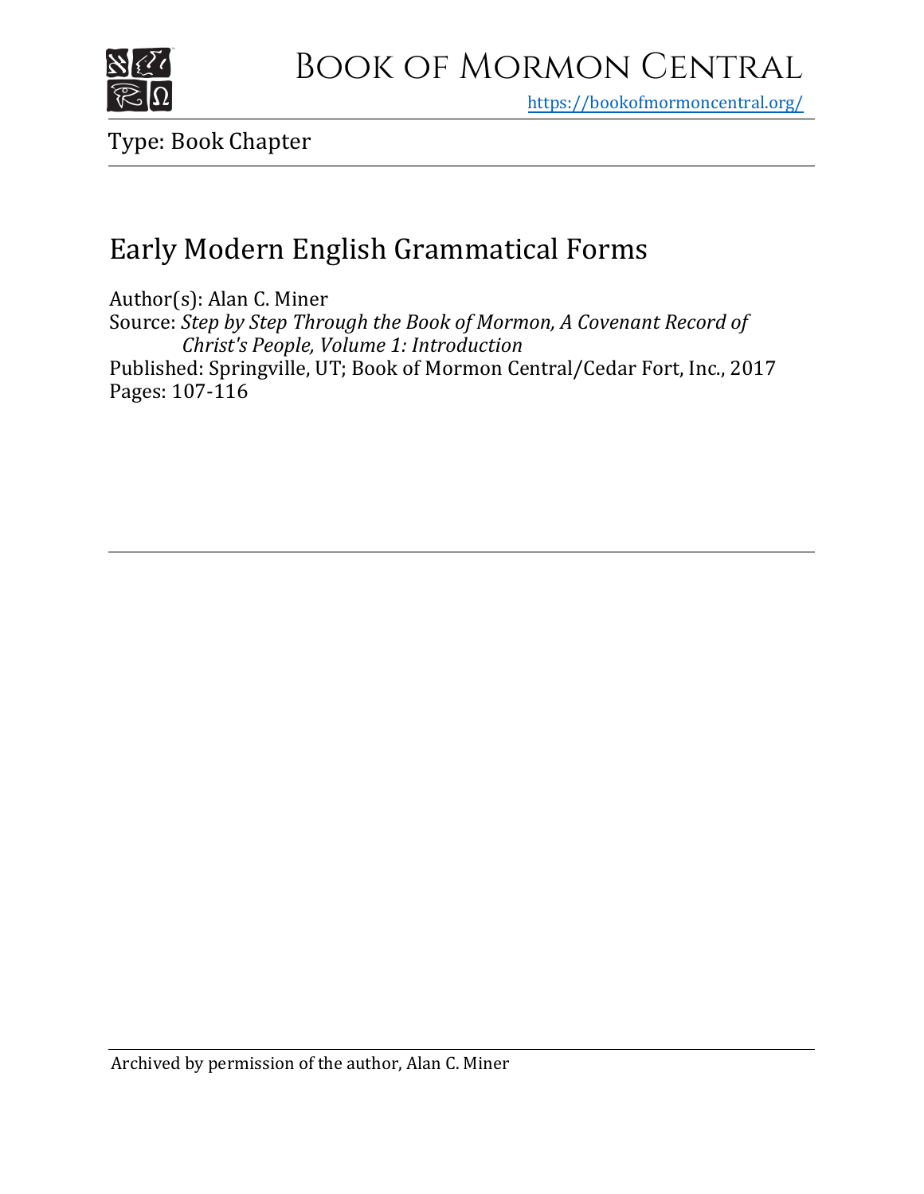# Book of Mormon Central

https://bookofmormoncentral.org/

Type: Book Chapter

## Early Modern English Grammatical Forms

Author(s): Alan C. Miner
Source: *Step by Step Through the Book of Mormon, A Covenant Record of Christ's People, Volume 1: Introduction*
Published: Springville, UT; Book of Mormon Central/Cedar Fort, Inc., 2017
Pages: 107-116

Archived by permission of the author, Alan C. Miner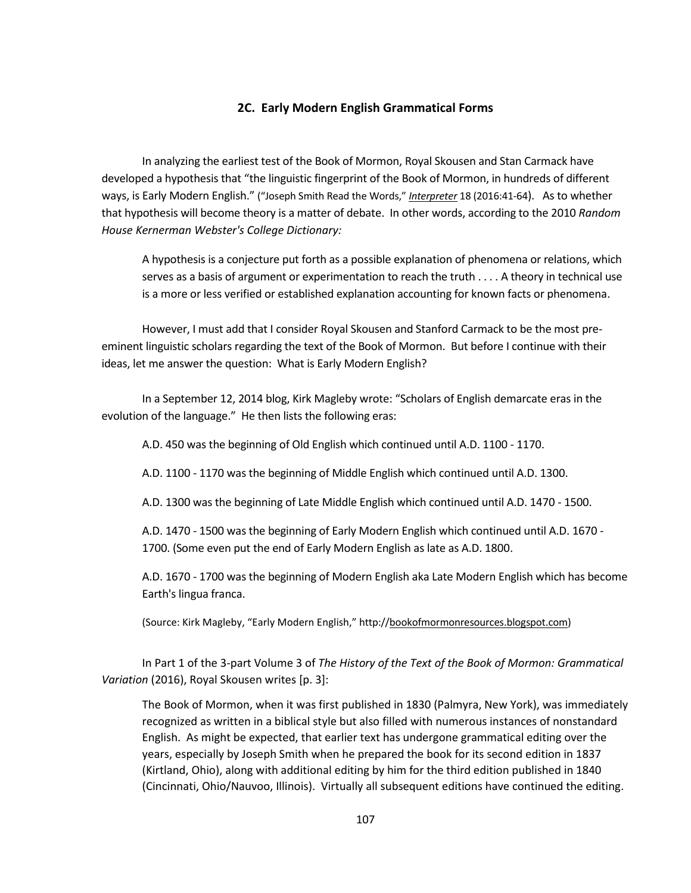## 2C. Early Modern English Grammatical Forms

In analyzing the earliest test of the Book of Mormon, Royal Skousen and Stan Carmack have developed a hypothesis that "the linguistic fingerprint of the Book of Mormon, in hundreds of different ways, is Early Modern English." ("Joseph Smith Read the Words," *Interpreter* 18 (2016:41-64). As to whether that hypothesis will become theory is a matter of debate. In other words, according to the 2010 *Random House Kernerman Webster's College Dictionary:*

> A hypothesis is a conjecture put forth as a possible explanation of phenomena or relations, which serves as a basis of argument or experimentation to reach the truth . . . . A theory in technical use is a more or less verified or established explanation accounting for known facts or phenomena.

However, I must add that I consider Royal Skousen and Stanford Carmack to be the most pre-eminent linguistic scholars regarding the text of the Book of Mormon. But before I continue with their ideas, let me answer the question: What is Early Modern English?

In a September 12, 2014 blog, Kirk Magleby wrote: "Scholars of English demarcate eras in the evolution of the language." He then lists the following eras:

> A.D. 450 was the beginning of Old English which continued until A.D. 1100 - 1170.
>
> A.D. 1100 - 1170 was the beginning of Middle English which continued until A.D. 1300.
>
> A.D. 1300 was the beginning of Late Middle English which continued until A.D. 1470 - 1500.
>
> A.D. 1470 - 1500 was the beginning of Early Modern English which continued until A.D. 1670 - 1700. (Some even put the end of Early Modern English as late as A.D. 1800.
>
> A.D. 1670 - 1700 was the beginning of Modern English aka Late Modern English which has become Earth's lingua franca.
>
> (Source: Kirk Magleby, "Early Modern English," http://bookofmormonresources.blogspot.com)

In Part 1 of the 3-part Volume 3 of *The History of the Text of the Book of Mormon: Grammatical Variation* (2016), Royal Skousen writes [p. 3]:

> The Book of Mormon, when it was first published in 1830 (Palmyra, New York), was immediately recognized as written in a biblical style but also filled with numerous instances of nonstandard English. As might be expected, that earlier text has undergone grammatical editing over the years, especially by Joseph Smith when he prepared the book for its second edition in 1837 (Kirtland, Ohio), along with additional editing by him for the third edition published in 1840 (Cincinnati, Ohio/Nauvoo, Illinois). Virtually all subsequent editions have continued the editing.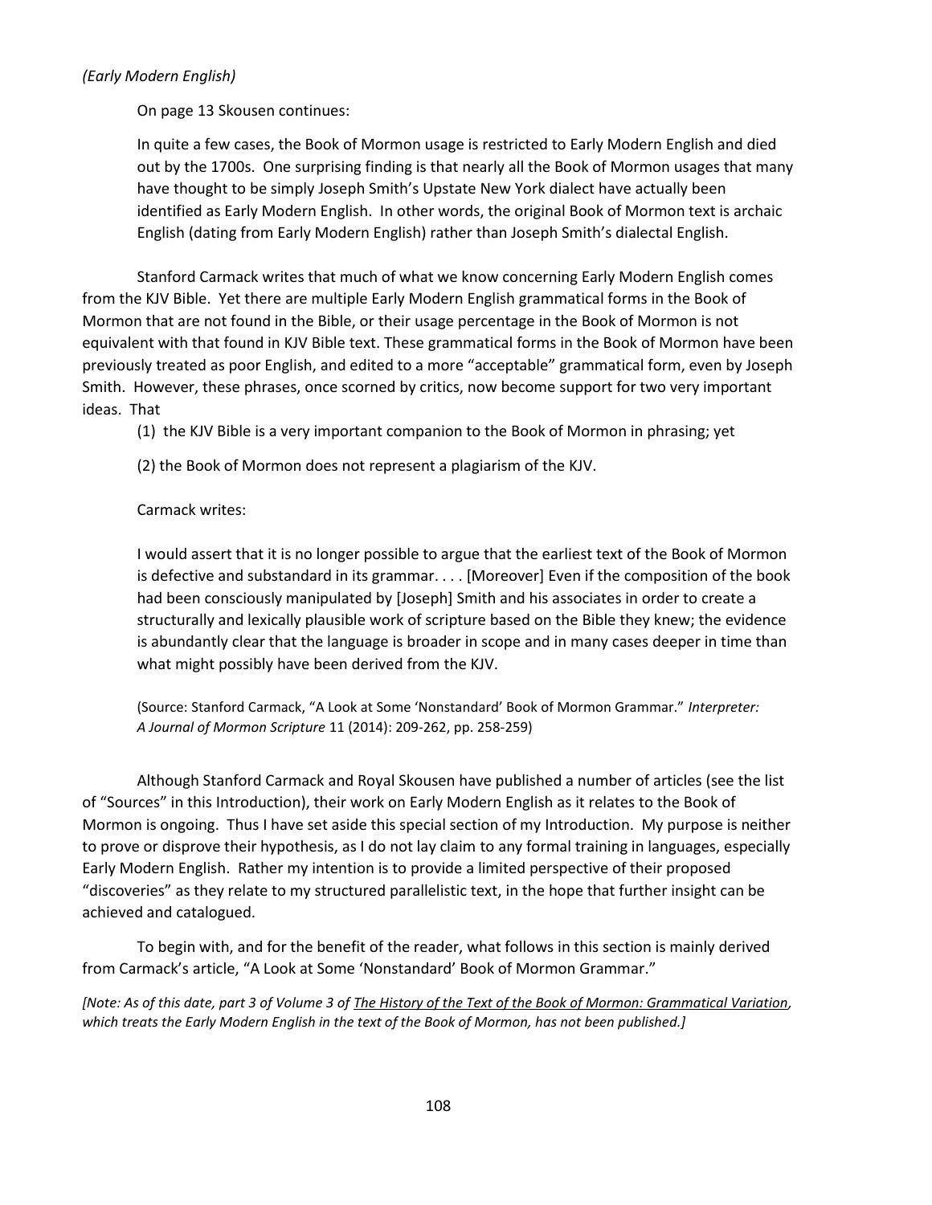*(Early Modern English)*

On page 13 Skousen continues:

> In quite a few cases, the Book of Mormon usage is restricted to Early Modern English and died out by the 1700s. One surprising finding is that nearly all the Book of Mormon usages that many have thought to be simply Joseph Smith's Upstate New York dialect have actually been identified as Early Modern English. In other words, the original Book of Mormon text is archaic English (dating from Early Modern English) rather than Joseph Smith's dialectal English.

Stanford Carmack writes that much of what we know concerning Early Modern English comes from the KJV Bible. Yet there are multiple Early Modern English grammatical forms in the Book of Mormon that are not found in the Bible, or their usage percentage in the Book of Mormon is not equivalent with that found in KJV Bible text. These grammatical forms in the Book of Mormon have been previously treated as poor English, and edited to a more "acceptable" grammatical form, even by Joseph Smith. However, these phrases, once scorned by critics, now become support for two very important ideas. That

(1) the KJV Bible is a very important companion to the Book of Mormon in phrasing; yet

(2) the Book of Mormon does not represent a plagiarism of the KJV.

Carmack writes:

> I would assert that it is no longer possible to argue that the earliest text of the Book of Mormon is defective and substandard in its grammar. . . . [Moreover] Even if the composition of the book had been consciously manipulated by [Joseph] Smith and his associates in order to create a structurally and lexically plausible work of scripture based on the Bible they knew; the evidence is abundantly clear that the language is broader in scope and in many cases deeper in time than what might possibly have been derived from the KJV.
>
> (Source: Stanford Carmack, "A Look at Some 'Nonstandard' Book of Mormon Grammar." *Interpreter: A Journal of Mormon Scripture* 11 (2014): 209-262, pp. 258-259)

Although Stanford Carmack and Royal Skousen have published a number of articles (see the list of "Sources" in this Introduction), their work on Early Modern English as it relates to the Book of Mormon is ongoing. Thus I have set aside this special section of my Introduction. My purpose is neither to prove or disprove their hypothesis, as I do not lay claim to any formal training in languages, especially Early Modern English. Rather my intention is to provide a limited perspective of their proposed "discoveries" as they relate to my structured parallelistic text, in the hope that further insight can be achieved and catalogued.

To begin with, and for the benefit of the reader, what follows in this section is mainly derived from Carmack's article, "A Look at Some 'Nonstandard' Book of Mormon Grammar."

*[Note: As of this date, part 3 of Volume 3 of The History of the Text of the Book of Mormon: Grammatical Variation, which treats the Early Modern English in the text of the Book of Mormon, has not been published.]*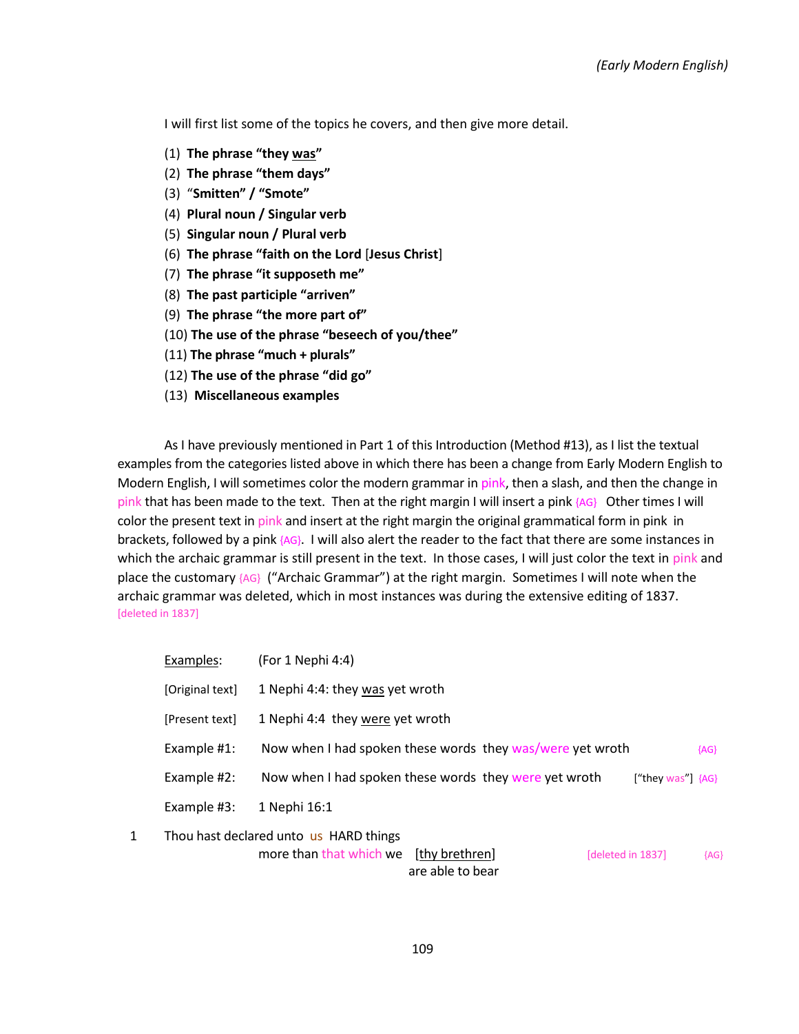*(Early Modern English)*

I will first list some of the topics he covers, and then give more detail.

(1) **The phrase "they was"**
(2) **The phrase "them days"**
(3) "**Smitten" / "Smote"**
(4) **Plural noun / Singular verb**
(5) **Singular noun / Plural verb**
(6) **The phrase "faith on the Lord** [**Jesus Christ**]
(7) **The phrase "it supposeth me"**
(8) **The past participle "arriven"**
(9) **The phrase "the more part of"**
(10) **The use of the phrase "beseech of you/thee"**
(11) **The phrase "much + plurals"**
(12) **The use of the phrase "did go"**
(13) **Miscellaneous examples**

As I have previously mentioned in Part 1 of this Introduction (Method #13), as I list the textual examples from the categories listed above in which there has been a change from Early Modern English to Modern English, I will sometimes color the modern grammar in pink, then a slash, and then the change in pink that has been made to the text. Then at the right margin I will insert a pink {AG} Other times I will color the present text in pink and insert at the right margin the original grammatical form in pink in brackets, followed by a pink {AG}. I will also alert the reader to the fact that there are some instances in which the archaic grammar is still present in the text. In those cases, I will just color the text in pink and place the customary {AG} ("Archaic Grammar") at the right margin. Sometimes I will note when the archaic grammar was deleted, which in most instances was during the extensive editing of 1837. [deleted in 1837]

Examples: (For 1 Nephi 4:4)

[Original text] 1 Nephi 4:4: they was yet wroth

[Present text] 1 Nephi 4:4 they were yet wroth

Example #1: Now when I had spoken these words they was/were yet wroth {AG}

Example #2: Now when I had spoken these words they were yet wroth ["they was"] {AG}

Example #3: 1 Nephi 16:1

1 Thou hast declared unto us HARD things
more than that which we [thy brethren] [deleted in 1837] {AG}
are able to bear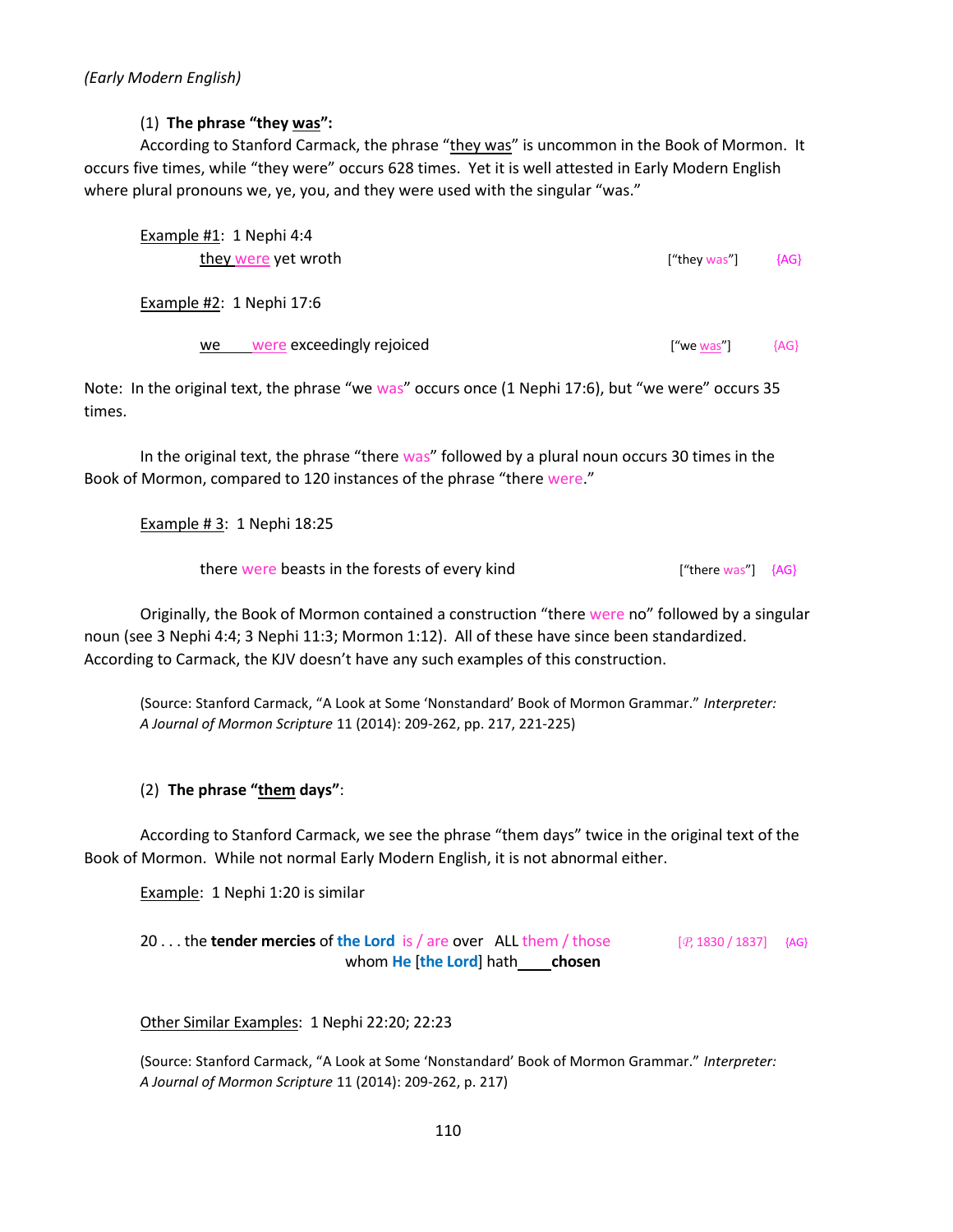*(Early Modern English)*

(1) **The phrase "they was":**

According to Stanford Carmack, the phrase "they was" is uncommon in the Book of Mormon. It occurs five times, while "they were" occurs 628 times. Yet it is well attested in Early Modern English where plural pronouns we, ye, you, and they were used with the singular "was."

Example #1: 1 Nephi 4:4

they were yet wroth ["they was"] {AG}

Example #2: 1 Nephi 17:6

we were exceedingly rejoiced ["we was"] {AG}

Note: In the original text, the phrase "we was" occurs once (1 Nephi 17:6), but "we were" occurs 35 times.

In the original text, the phrase "there was" followed by a plural noun occurs 30 times in the Book of Mormon, compared to 120 instances of the phrase "there were."

Example # 3: 1 Nephi 18:25

there were beasts in the forests of every kind ["there was"] {AG}

Originally, the Book of Mormon contained a construction "there were no" followed by a singular noun (see 3 Nephi 4:4; 3 Nephi 11:3; Mormon 1:12). All of these have since been standardized. According to Carmack, the KJV doesn't have any such examples of this construction.

(Source: Stanford Carmack, "A Look at Some 'Nonstandard' Book of Mormon Grammar." *Interpreter: A Journal of Mormon Scripture* 11 (2014): 209-262, pp. 217, 221-225)

(2) **The phrase "them days"**:

According to Stanford Carmack, we see the phrase "them days" twice in the original text of the Book of Mormon. While not normal Early Modern English, it is not abnormal either.

Example: 1 Nephi 1:20 is similar

20 . . . the **tender mercies** of **the Lord** is / are over ALL them / those whom **He** [**the Lord**] hath \_\_\_\_ **chosen** [𝒫, 1830 / 1837] {AG}

Other Similar Examples: 1 Nephi 22:20; 22:23

(Source: Stanford Carmack, "A Look at Some 'Nonstandard' Book of Mormon Grammar." *Interpreter: A Journal of Mormon Scripture* 11 (2014): 209-262, p. 217)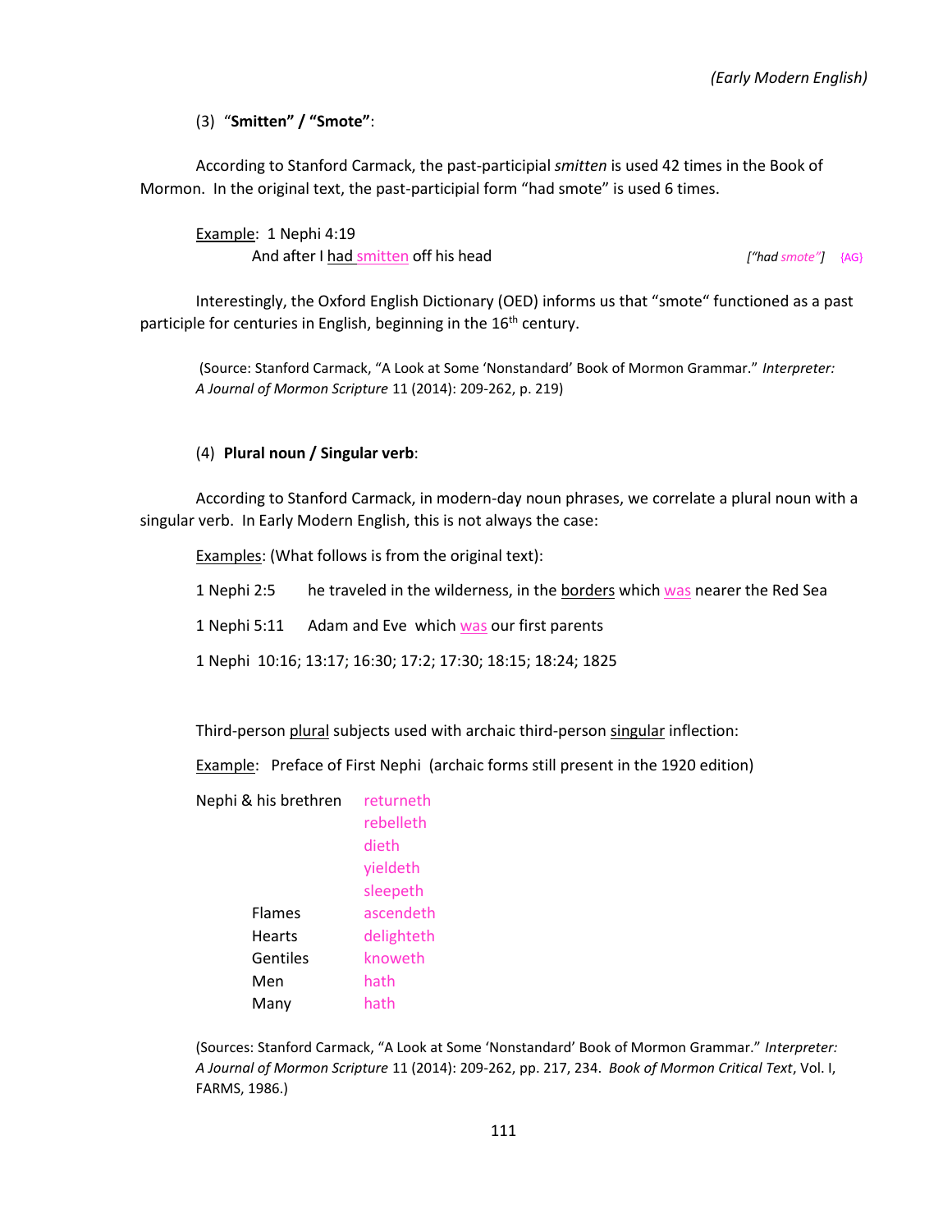*(Early Modern English)*

(3) "**Smitten" / "Smote"**:

According to Stanford Carmack, the past-participial *smitten* is used 42 times in the Book of Mormon. In the original text, the past-participial form "had smote" is used 6 times.

Example: 1 Nephi 4:19
And after I had smitten off his head *["had smote"]* {AG}

Interestingly, the Oxford English Dictionary (OED) informs us that "smote" functioned as a past participle for centuries in English, beginning in the 16th century.

(Source: Stanford Carmack, "A Look at Some 'Nonstandard' Book of Mormon Grammar." *Interpreter: A Journal of Mormon Scripture* 11 (2014): 209-262, p. 219)

(4) **Plural noun / Singular verb**:

According to Stanford Carmack, in modern-day noun phrases, we correlate a plural noun with a singular verb. In Early Modern English, this is not always the case:

Examples: (What follows is from the original text):

1 Nephi 2:5 he traveled in the wilderness, in the borders which was nearer the Red Sea

1 Nephi 5:11 Adam and Eve which was our first parents

1 Nephi 10:16; 13:17; 16:30; 17:2; 17:30; 18:15; 18:24; 1825

Third-person plural subjects used with archaic third-person singular inflection:

Example: Preface of First Nephi (archaic forms still present in the 1920 edition)

| | |
|---|---|
| Nephi & his brethren | returneth |
| | rebelleth |
| | dieth |
| | yieldeth |
| | sleepeth |
| Flames | ascendeth |
| Hearts | delighteth |
| Gentiles | knoweth |
| Men | hath |
| Many | hath |

(Sources: Stanford Carmack, "A Look at Some 'Nonstandard' Book of Mormon Grammar." *Interpreter: A Journal of Mormon Scripture* 11 (2014): 209-262, pp. 217, 234. *Book of Mormon Critical Text*, Vol. I, FARMS, 1986.)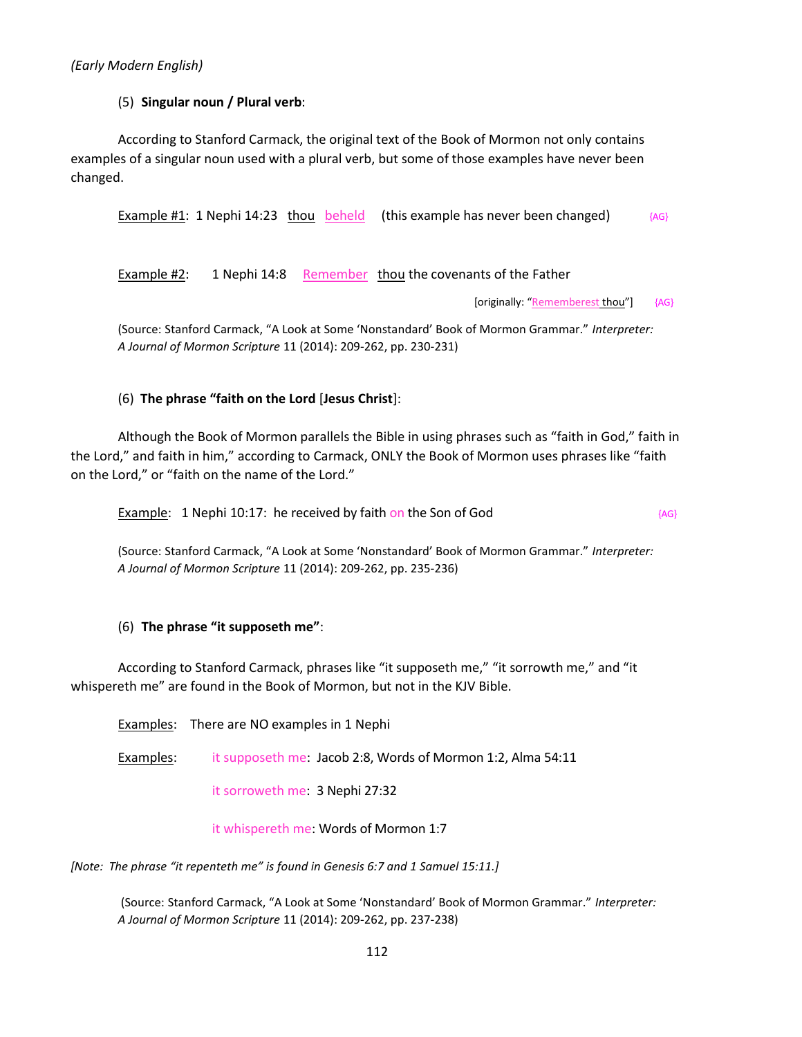*(Early Modern English)*

(5) **Singular noun / Plural verb**:

According to Stanford Carmack, the original text of the Book of Mormon not only contains examples of a singular noun used with a plural verb, but some of those examples have never been changed.

Example #1: 1 Nephi 14:23 thou beheld (this example has never been changed) {AG}

Example #2: 1 Nephi 14:8 Remember thou the covenants of the Father

[originally: "Rememberest thou"] {AG}

(Source: Stanford Carmack, "A Look at Some 'Nonstandard' Book of Mormon Grammar." *Interpreter: A Journal of Mormon Scripture* 11 (2014): 209-262, pp. 230-231)

(6) **The phrase "faith on the Lord** [**Jesus Christ**]:

Although the Book of Mormon parallels the Bible in using phrases such as "faith in God," faith in the Lord," and faith in him," according to Carmack, ONLY the Book of Mormon uses phrases like "faith on the Lord," or "faith on the name of the Lord."

Example: 1 Nephi 10:17: he received by faith on the Son of God {AG}

(Source: Stanford Carmack, "A Look at Some 'Nonstandard' Book of Mormon Grammar." *Interpreter: A Journal of Mormon Scripture* 11 (2014): 209-262, pp. 235-236)

(6) **The phrase "it supposeth me"**:

According to Stanford Carmack, phrases like "it supposeth me," "it sorrowth me," and "it whispereth me" are found in the Book of Mormon, but not in the KJV Bible.

Examples: There are NO examples in 1 Nephi

Examples: it supposeth me: Jacob 2:8, Words of Mormon 1:2, Alma 54:11

it sorroweth me: 3 Nephi 27:32

it whispereth me: Words of Mormon 1:7

*[Note: The phrase "it repenteth me" is found in Genesis 6:7 and 1 Samuel 15:11.]*

(Source: Stanford Carmack, "A Look at Some 'Nonstandard' Book of Mormon Grammar." *Interpreter: A Journal of Mormon Scripture* 11 (2014): 209-262, pp. 237-238)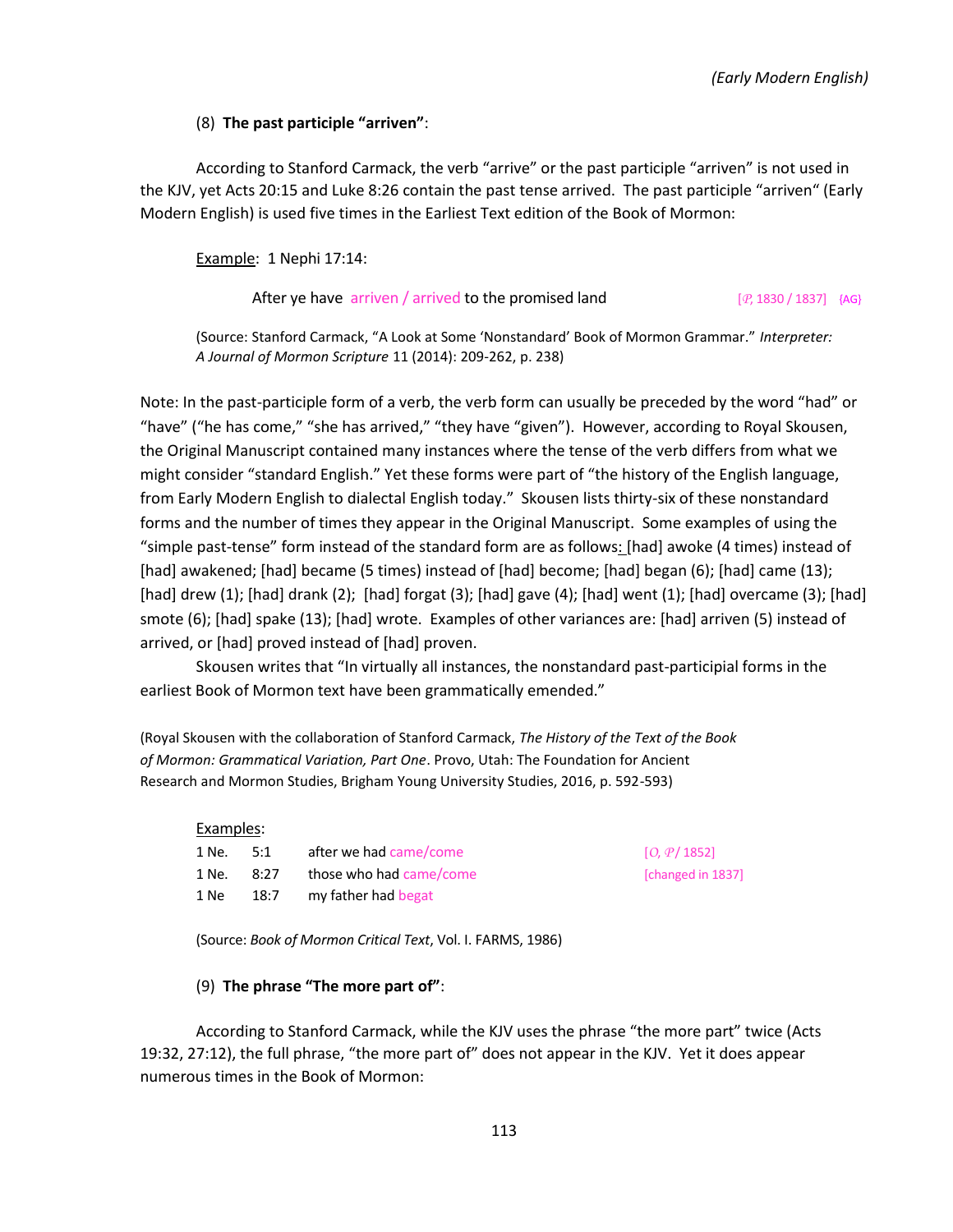(8) **The past participle "arriven"**:

According to Stanford Carmack, the verb "arrive" or the past participle "arriven" is not used in the KJV, yet Acts 20:15 and Luke 8:26 contain the past tense arrived. The past participle "arriven" (Early Modern English) is used five times in the Earliest Text edition of the Book of Mormon:

Example: 1 Nephi 17:14:

After ye have arriven / arrived to the promised land [𝒫, 1830 / 1837] {AG}

(Source: Stanford Carmack, "A Look at Some 'Nonstandard' Book of Mormon Grammar." *Interpreter: A Journal of Mormon Scripture* 11 (2014): 209-262, p. 238)

Note: In the past-participle form of a verb, the verb form can usually be preceded by the word "had" or "have" ("he has come," "she has arrived," "they have "given"). However, according to Royal Skousen, the Original Manuscript contained many instances where the tense of the verb differs from what we might consider "standard English." Yet these forms were part of "the history of the English language, from Early Modern English to dialectal English today." Skousen lists thirty-six of these nonstandard forms and the number of times they appear in the Original Manuscript. Some examples of using the "simple past-tense" form instead of the standard form are as follows: [had] awoke (4 times) instead of [had] awakened; [had] became (5 times) instead of [had] become; [had] began (6); [had] came (13); [had] drew (1); [had] drank (2); [had] forgat (3); [had] gave (4); [had] went (1); [had] overcame (3); [had] smote (6); [had] spake (13); [had] wrote. Examples of other variances are: [had] arriven (5) instead of arrived, or [had] proved instead of [had] proven.

Skousen writes that "In virtually all instances, the nonstandard past-participial forms in the earliest Book of Mormon text have been grammatically emended."

(Royal Skousen with the collaboration of Stanford Carmack, *The History of the Text of the Book of Mormon: Grammatical Variation, Part One*. Provo, Utah: The Foundation for Ancient Research and Mormon Studies, Brigham Young University Studies, 2016, p. 592-593)

Examples:

| | | | |
|---|---|---|---|
| 1 Ne. | 5:1 | after we had came/come | [𝒪, 𝒫 / 1852] |
| 1 Ne. | 8:27 | those who had came/come | [changed in 1837] |
| 1 Ne | 18:7 | my father had begat | |

(Source: *Book of Mormon Critical Text*, Vol. I. FARMS, 1986)

(9) **The phrase "The more part of"**:

According to Stanford Carmack, while the KJV uses the phrase "the more part" twice (Acts 19:32, 27:12), the full phrase, "the more part of" does not appear in the KJV. Yet it does appear numerous times in the Book of Mormon: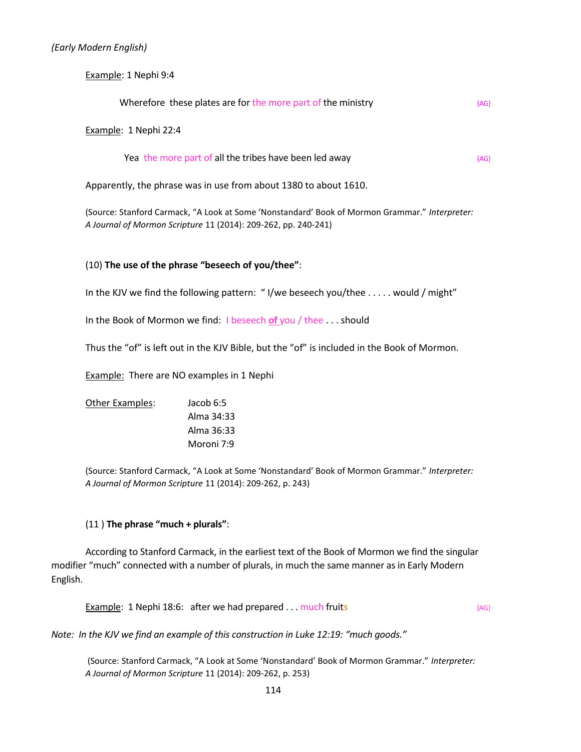*(Early Modern English)*

Example: 1 Nephi 9:4

> Wherefore these plates are for the more part of the ministry {AG}

Example: 1 Nephi 22:4

> Yea the more part of all the tribes have been led away {AG}

Apparently, the phrase was in use from about 1380 to about 1610.

(Source: Stanford Carmack, "A Look at Some 'Nonstandard' Book of Mormon Grammar." *Interpreter: A Journal of Mormon Scripture* 11 (2014): 209-262, pp. 240-241)

(10) **The use of the phrase "beseech of you/thee"**:

In the KJV we find the following pattern: " I/we beseech you/thee . . . . . would / might"

In the Book of Mormon we find: I beseech **of** you / thee . . . should

Thus the "of" is left out in the KJV Bible, but the "of" is included in the Book of Mormon.

Example: There are NO examples in 1 Nephi

Other Examples:
- Jacob 6:5
- Alma 34:33
- Alma 36:33
- Moroni 7:9

(Source: Stanford Carmack, "A Look at Some 'Nonstandard' Book of Mormon Grammar." *Interpreter: A Journal of Mormon Scripture* 11 (2014): 209-262, p. 243)

(11 ) **The phrase "much + plurals"**:

According to Stanford Carmack, in the earliest text of the Book of Mormon we find the singular modifier "much" connected with a number of plurals, in much the same manner as in Early Modern English.

Example: 1 Nephi 18:6: after we had prepared . . . much fruit**s** {AG}

*Note: In the KJV we find an example of this construction in Luke 12:19: "much goods."*

(Source: Stanford Carmack, "A Look at Some 'Nonstandard' Book of Mormon Grammar." *Interpreter: A Journal of Mormon Scripture* 11 (2014): 209-262, p. 253)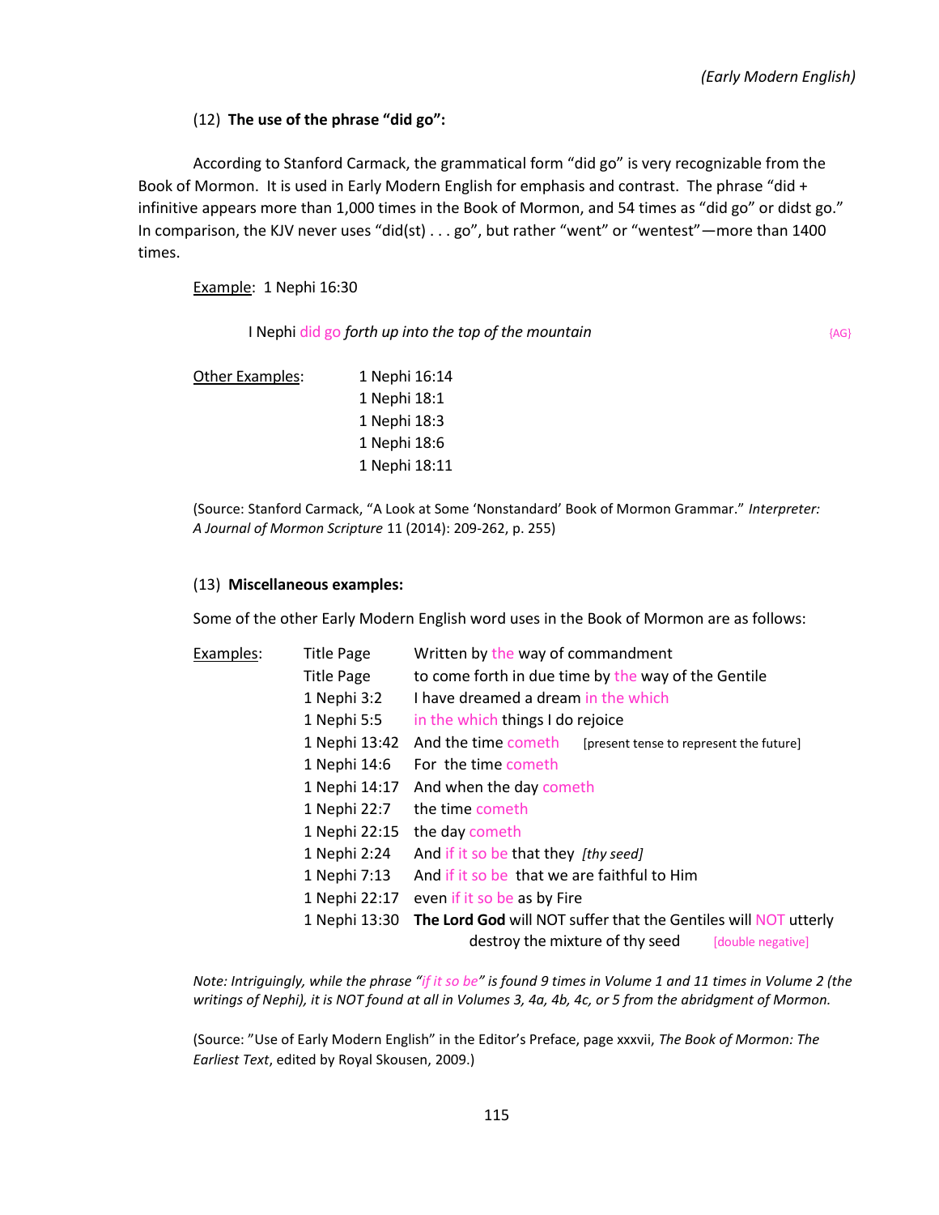(12) **The use of the phrase "did go":**

According to Stanford Carmack, the grammatical form "did go" is very recognizable from the Book of Mormon. It is used in Early Modern English for emphasis and contrast. The phrase "did + infinitive appears more than 1,000 times in the Book of Mormon, and 54 times as "did go" or didst go." In comparison, the KJV never uses "did(st) . . . go", but rather "went" or "wentest"—more than 1400 times.

Example: 1 Nephi 16:30

> I Nephi did go *forth up into the top of the mountain* {AG}

Other Examples:
- 1 Nephi 16:14
- 1 Nephi 18:1
- 1 Nephi 18:3
- 1 Nephi 18:6
- 1 Nephi 18:11

(Source: Stanford Carmack, "A Look at Some 'Nonstandard' Book of Mormon Grammar." *Interpreter: A Journal of Mormon Scripture* 11 (2014): 209-262, p. 255)

(13) **Miscellaneous examples:**

Some of the other Early Modern English word uses in the Book of Mormon are as follows:

Examples:

| Reference | Text |
|---|---|
| Title Page | Written by the way of commandment |
| Title Page | to come forth in due time by the way of the Gentile |
| 1 Nephi 3:2 | I have dreamed a dream in the which |
| 1 Nephi 5:5 | in the which things I do rejoice |
| 1 Nephi 13:42 | And the time cometh [present tense to represent the future] |
| 1 Nephi 14:6 | For the time cometh |
| 1 Nephi 14:17 | And when the day cometh |
| 1 Nephi 22:7 | the time cometh |
| 1 Nephi 22:15 | the day cometh |
| 1 Nephi 2:24 | And if it so be that they *[thy seed]* |
| 1 Nephi 7:13 | And if it so be that we are faithful to Him |
| 1 Nephi 22:17 | even if it so be as by Fire |
| 1 Nephi 13:30 | **The Lord God** will NOT suffer that the Gentiles will NOT utterly destroy the mixture of thy seed [double negative] |

*Note: Intriguingly, while the phrase "if it so be" is found 9 times in Volume 1 and 11 times in Volume 2 (the writings of Nephi), it is NOT found at all in Volumes 3, 4a, 4b, 4c, or 5 from the abridgment of Mormon.*

(Source: "Use of Early Modern English" in the Editor's Preface, page xxxvii, *The Book of Mormon: The Earliest Text*, edited by Royal Skousen, 2009.)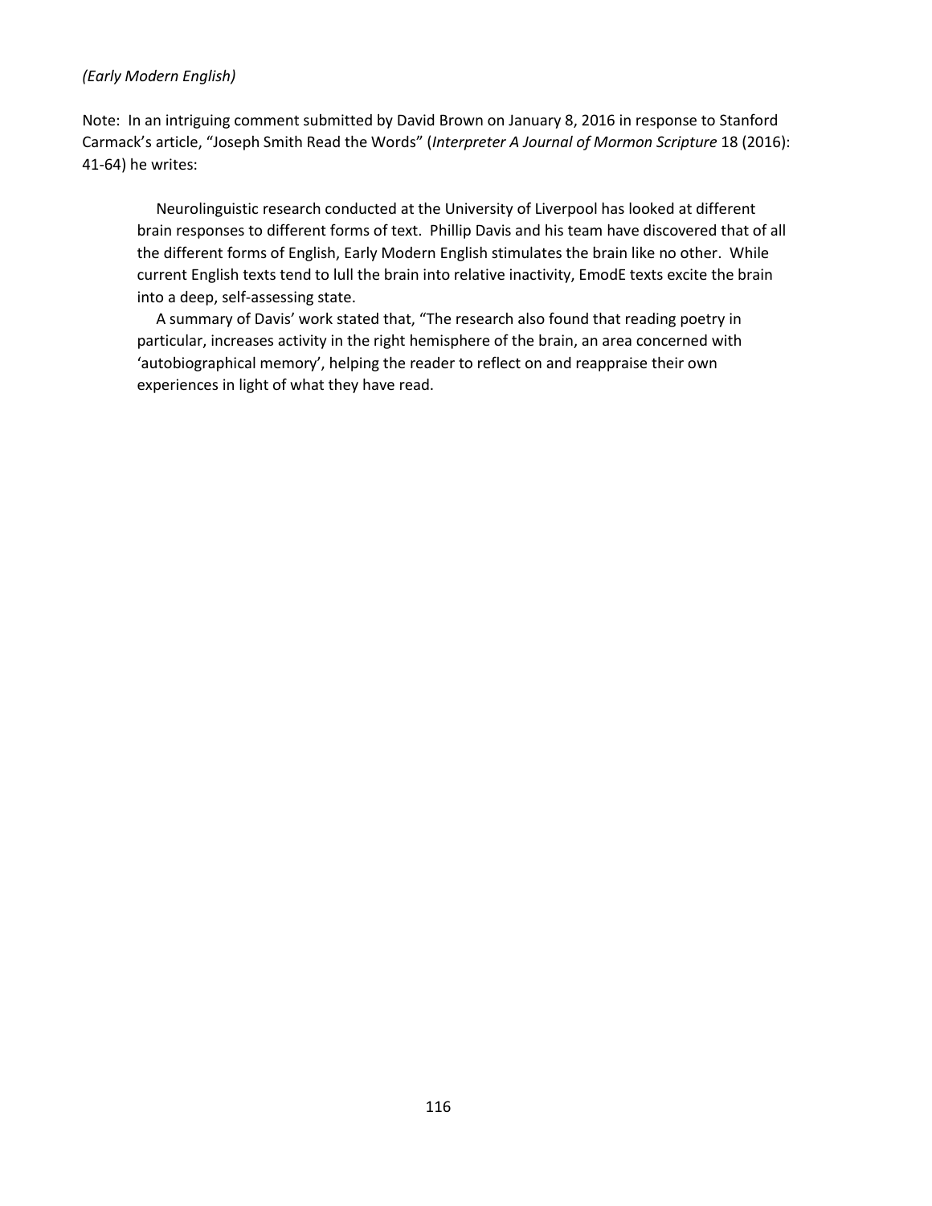*(Early Modern English)*

Note: In an intriguing comment submitted by David Brown on January 8, 2016 in response to Stanford Carmack's article, "Joseph Smith Read the Words" (*Interpreter A Journal of Mormon Scripture* 18 (2016): 41-64) he writes:

> Neurolinguistic research conducted at the University of Liverpool has looked at different brain responses to different forms of text. Phillip Davis and his team have discovered that of all the different forms of English, Early Modern English stimulates the brain like no other. While current English texts tend to lull the brain into relative inactivity, EmodE texts excite the brain into a deep, self-assessing state.
>
> A summary of Davis' work stated that, "The research also found that reading poetry in particular, increases activity in the right hemisphere of the brain, an area concerned with 'autobiographical memory', helping the reader to reflect on and reappraise their own experiences in light of what they have read.